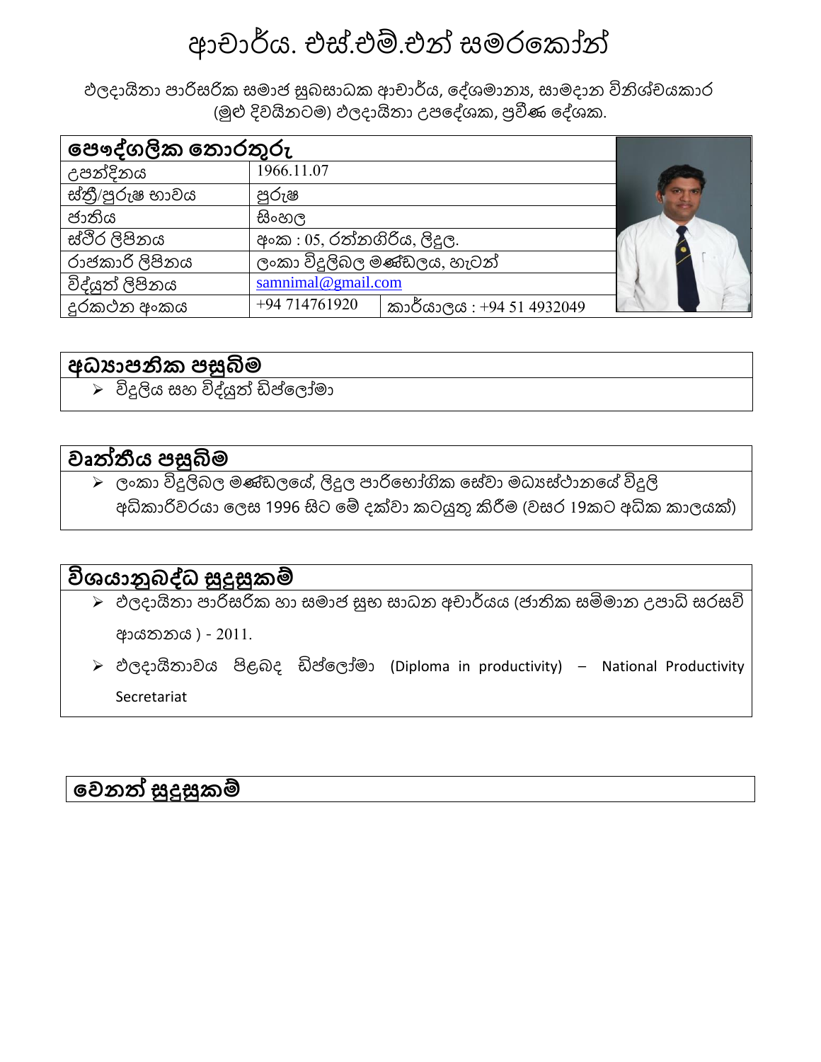# ආචාර්ය. එස්.එම්.එන් සමරකෝන්

ඵලදායිතා පාරිසරික සමාජ සුබසාධක ආචාර්ය, දේශමාන්‍ය, සාමදාන විනිශ්චයකාර (මුළු දිවයිනටම) ඵලදායිතා උපදේශක, ප්‍රවීණ දේශක.

| පෞද්ගලික තොරතුරු | | |
|---|---|---|
| උපන්දිනය | 1966.11.07 | |
| ස්ත්‍රී/පුරුෂ භාවය | පුරුෂ | |
| ජාතිය | සිංහල | |
| ස්ථිර ලිපිනය | අංක : 05, රත්නගිරිය, ලිදුල. | |
| රාජකාරි ලිපිනය | ලංකා විදුලිබල මණ්ඩලය, හැටන් | |
| විද්‍යුත් ලිපිනය | samnimal@gmail.com | |
| දුරකථන අංකය | +94 714761920 | කාර්යාලය : +94 51 4932049 |

## අධ්‍යාපනික පසුබිම

- විදුලිය සහ විද්‍යුත් ඩිප්ලෝමා

## වෘත්තීය පසුබිම

- ලංකා විදුලිබල මණ්ඩලයේ, ලිදුල පාරිභෝගික සේවා මධ්‍යස්ථානයේ විදුලි අධිකාරිවරයා ලෙස 1996 සිට මේ දක්වා කටයුතු කිරීම (වසර 19කට අධික කාලයක්)

## විශයානුබද්ධ සුදුසුකම්

- ඵලදායීතා පාරිසරික හා සමාජ සුභ සාධන අචාර්යය (ජාතික සම්මාන උපාධි සරසවි ආයතනය ) - 2011.
- ඵලදායීතාවය පිළබද ඩිප්ලෝමා (Diploma in productivity) – National Productivity Secretariat

## වෙනත් සුදුසුකම්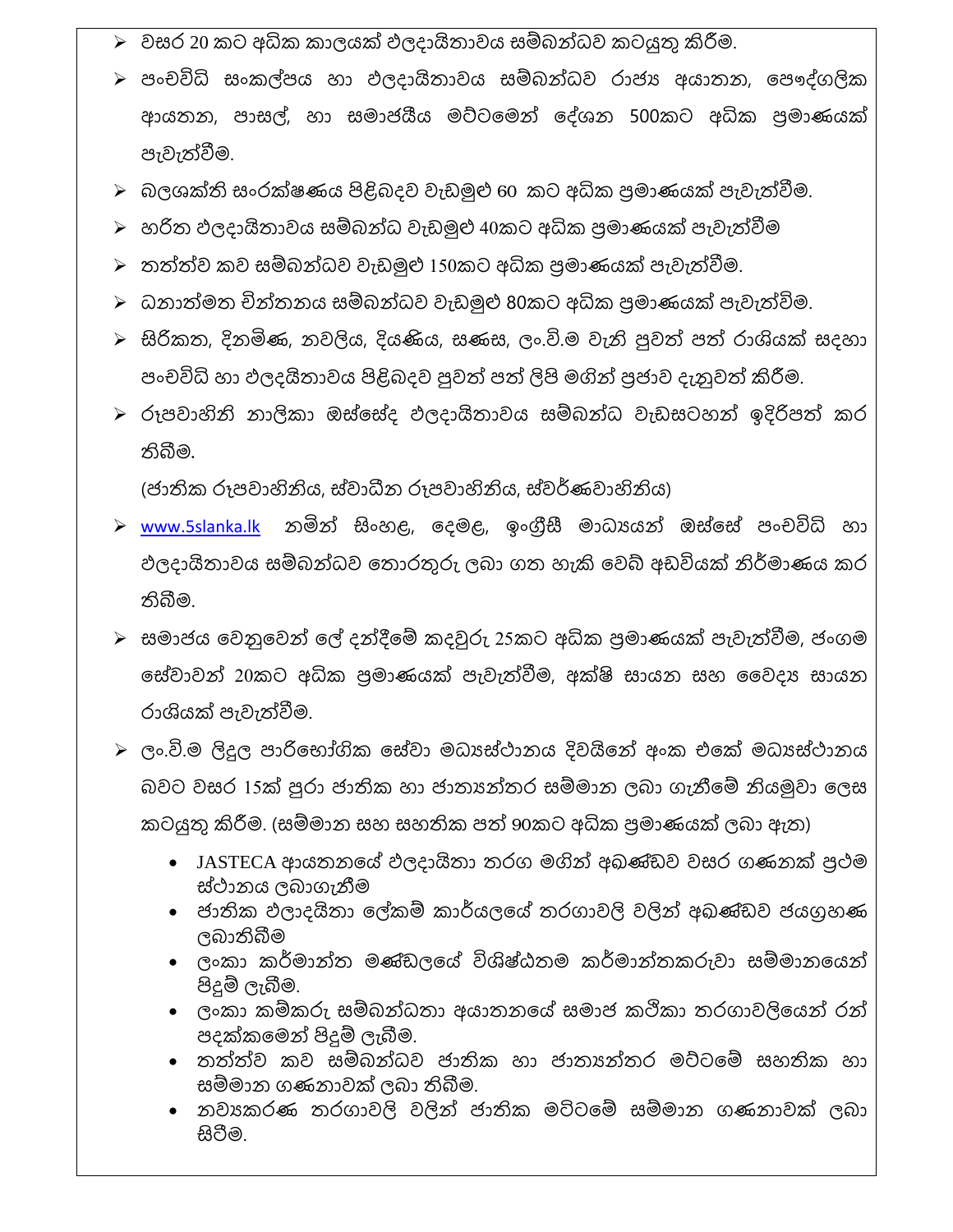- වසර 20 කට අධික කාලයක් ඵලදායිතාවය සම්බන්ධව කටයුතු කිරීම.
- පංචවිධි සංකල්පය හා ඵලදායිතාවය සම්බන්ධව රාජ්‍ය අයාතන, පෞද්ගලික ආයතන, පාසල්, හා සමාජයීය මට්ටමෙන් දේශන 500කට අධික ප්‍රමාණයක් පැවැත්වීම.
- බලශක්ති සංරක්ෂණය පිළිබදව වැඩමුළු 60 කට අධික ප්‍රමාණයක් පැවැත්වීම.
- හරිත ඵලදායිතාවය සම්බන්ධ වැඩමුළු 40කට අධික ප්‍රමාණයක් පැවැත්වීම
- තත්ත්ව කව සම්බන්ධව වැඩමුළු 150කට අධික ප්‍රමාණයක් පැවැත්වීම.
- ධනාත්මක චින්තනය සම්බන්ධව වැඩමුළු 80කට අධික ප්‍රමාණයක් පැවැත්විම.
- සිරිකත, දිනමිණ, නවලිය, දියණිය, සණස, ලං.වි.ම වැනි පුවත් පත් රාශියක් සදහා පංචවිධි හා ඵලදයිතාවය පිළිබදව පුවත් පත් ලිපි මගින් ප්‍රජාව දැනුවත් කිරීම.
- රූපවාහිනි නාලිකා ඔස්සේද ඵලදායිතාවය සම්බන්ධ වැඩසටහන් ඉදිරිපත් කර තිබීම.

  (ජාතික රූපවාහිනිය, ස්වාධීන රූපවාහිනිය, ස්වර්ණවාහිනිය)
- www.5slanka.lk නමින් සිංහළ, දෙමළ, ඉංග්‍රීසී මාධ්‍යයන් ඔස්සේ පංචවිධි හා ඵලදායිතාවය සම්බන්ධව තොරතුරු ලබා ගත හැකි වෙබ් අඩවියක් නිර්මාණය කර තිබීම.
- සමාජය වෙනුවෙන් ලේ දන්දීමේ කදවුරු 25කට අධික ප්‍රමාණයක් පැවැත්වීම, ජංගම සේවාවන් 20කට අධික ප්‍රමාණයක් පැවැත්වීම, අක්ෂි සායන සහ වෛද්‍ය සායන රාශියක් පැවැත්වීම.
- ලං.වි.ම ලිදුල පාරිභෝගික සේවා මධ්‍යස්ථානය දිවයිනේ අංක එකේ මධ්‍යස්ථානය බවට වසර 15ක් පුරා ජාතික හා ජාත්‍යන්තර සම්මාන ලබා ගැනීමේ නියමුවා ලෙස කටයුතු කිරීම. (සම්මාන සහ සහතික පත් 90කට අධික ප්‍රමාණයක් ලබා ඇත)
  - JASTECA ආයතනයේ ඵලදායිතා තරග මගින් අඛණ්ඩව වසර ගණනක් ප්‍රථම ස්ථානය ලබාගැනීම
  - ජාතික ඵලාදයිතා ලේකම් කාර්යලයේ තරගාවලි වලින් අඛණ්ඩව ජයග්‍රහණ ලබාතිබීම
  - ලංකා කර්මාන්ත මණ්ඩලයේ විශිෂ්ඨතම කර්මාන්තකරුවා සම්මානයෙන් පිදුම් ලැබීම.
  - ලංකා කම්කරු සම්බන්ධතා අයාතනයේ සමාජ කථිකා තරගාවලියෙන් රන් පදක්කමෙන් පිදුම් ලැබීම.
  - තත්ත්ව කව සම්බන්ධව ජාතික හා ජාත්‍යන්තර මට්ටමේ සහතික හා සම්මාන ගණනාවක් ලබා තිබීම.
  - නව්‍යකරණ තරගාවලි වලින් ජාතික මට්ටමේ සම්මාන ගණනාවක් ලබා සිටීම.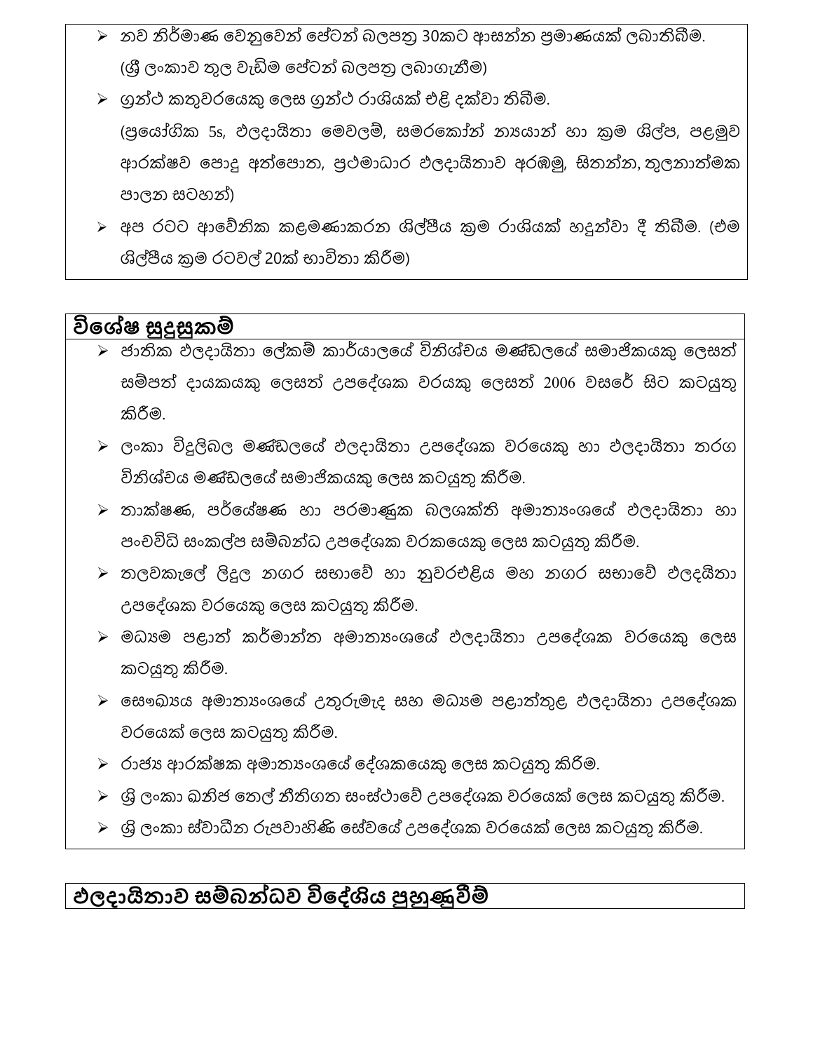- නව නිර්මාණ වෙනුවෙන් පේටන් බලපත්‍ර 30කට ආසන්න ප්‍රමාණයක් ලබාතිබීම. (ශ්‍රී ලංකාව තුල වැඩිම පේටන් බලපත්‍ර ලබාගැනීම)
- ග්‍රන්ථ කතුවරයෙකු ලෙස ග්‍රන්ථ රාශියක් එළි දක්වා තිබීම. (ප්‍රයෝගික 5s, ඵලදායිතා මෙවලම්, සමරකෝන් න්‍යායන් හා ක්‍රම ශිල්ප, පළමුව ආරක්ෂව පොදු අත්පොත, ප්‍රථමාධාර ඵලදායිතාව අරඹමු, සිතන්න, තුලනාත්මක පාලන සටහන්)
- අප රටට ආවේනික කළමණාකරන ශිල්පීය ක්‍රම රාශියක් හදුන්වා දී තිබීම. (එම ශිල්පීය ක්‍රම රටවල් 20ක් භාවිතා කිරීම)

## විශේෂ සුදුසුකම්

- ජාතික ඵලදායිතා ලේකම් කාර්යාලයේ විනිශ්චය මණ්ඩලයේ සමාජිකයකු ලෙසත් සම්පත් දායකයකු ලෙසත් උපදේශක වරයකු ලෙසත් 2006 වසරේ සිට කටයුතු කිරීම.
- ලංකා විදුලිබල මණ්ඩලයේ ඵලදායිතා උපදේශක වරයෙකු හා ඵලදායිතා තරග විනිශ්චය මණ්ඩලයේ සමාජිකයකු ලෙස කටයුතු කිරීම.
- තාක්ෂණ, පර්යේෂණ හා පරමාණුක බලශක්ති අමාත්‍යංශයේ ඵලදායිතා හා පංචවිධි සංකල්ප සම්බන්ධ උපදේශක වරකයෙකු ලෙස කටයුතු කිරීම.
- තලවකැලේ ලිදුල නගර සභාවේ හා නුවරඑළිය මහ නගර සභාවේ ඵලදයිතා උපදේශක වරයෙකු ලෙස කටයුතු කිරීම.
- මධ්‍යම පළාත් කර්මාන්ත අමාත්‍යංශයේ ඵලදායිතා උපදේශක වරයෙකු ලෙස කටයුතු කිරීම.
- සෞඛ්‍යය අමාත්‍යංශයේ උතුරුමැද සහ මධ්‍යම පළාත්තුළ ඵලදායිතා උපදේශක වරයෙක් ලෙස කටයුතු කිරීම.
- රාජ්‍ය ආරක්ෂක අමාත්‍යංශයේ දේශකයෙකු ලෙස කටයුතු කිරිම.
- ශ්‍රී ලංකා ඛනිජ තෙල් නීතිගත සංස්ථාවේ උපදේශක වරයෙක් ලෙස කටයුතු කිරීම.
- ශ්‍රී ලංකා ස්වාධීන රූපවාහිණි සේවයේ උපදේශක වරයෙක් ලෙස කටයුතු කිරීම.

## ඵලදායිතාව සම්බන්ධව විදේශිය පුහුණුවීම්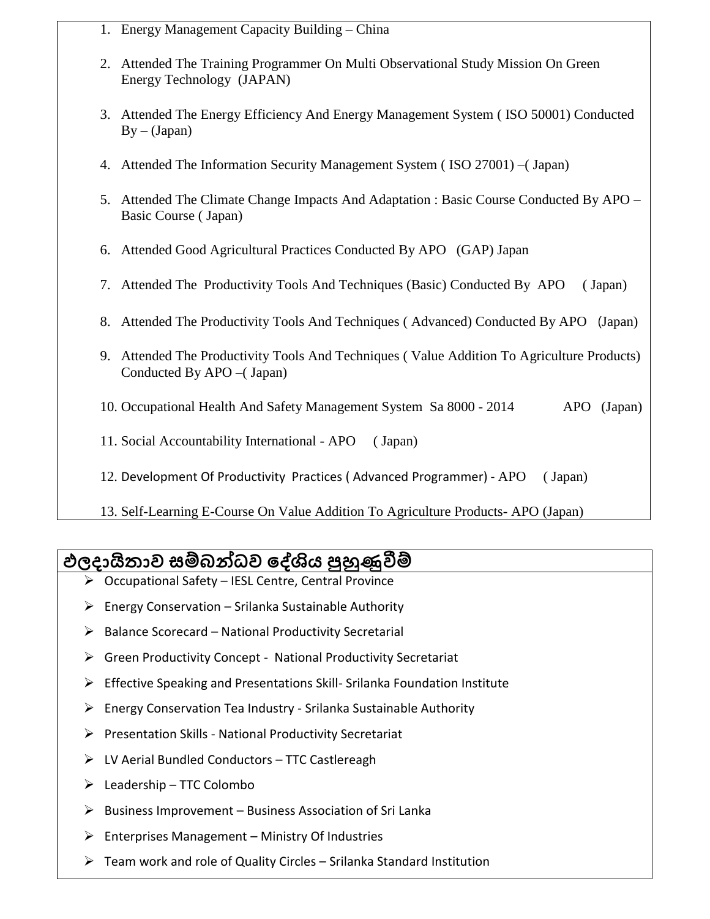1. Energy Management Capacity Building – China
2. Attended The Training Programmer On Multi Observational Study Mission On Green Energy Technology (JAPAN)
3. Attended The Energy Efficiency And Energy Management System ( ISO 50001) Conducted By – (Japan)
4. Attended The Information Security Management System ( ISO 27001) –( Japan)
5. Attended The Climate Change Impacts And Adaptation : Basic Course Conducted By APO – Basic Course ( Japan)
6. Attended Good Agricultural Practices Conducted By APO (GAP) Japan
7. Attended The Productivity Tools And Techniques (Basic) Conducted By APO ( Japan)
8. Attended The Productivity Tools And Techniques ( Advanced) Conducted By APO (Japan)
9. Attended The Productivity Tools And Techniques ( Value Addition To Agriculture Products) Conducted By APO –( Japan)
10. Occupational Health And Safety Management System Sa 8000 - 2014 APO (Japan)
11. Social Accountability International - APO ( Japan)
12. Development Of Productivity Practices ( Advanced Programmer) - APO ( Japan)
13. Self-Learning E-Course On Value Addition To Agriculture Products- APO (Japan)

## ඵලදායිතාව සම්බන්ධව දේශීය පුහුණුවීම්

- Occupational Safety – IESL Centre, Central Province
- Energy Conservation – Srilanka Sustainable Authority
- Balance Scorecard – National Productivity Secretarial
- Green Productivity Concept - National Productivity Secretariat
- Effective Speaking and Presentations Skill- Srilanka Foundation Institute
- Energy Conservation Tea Industry - Srilanka Sustainable Authority
- Presentation Skills - National Productivity Secretariat
- LV Aerial Bundled Conductors – TTC Castlereagh
- Leadership – TTC Colombo
- Business Improvement – Business Association of Sri Lanka
- Enterprises Management – Ministry Of Industries
- Team work and role of Quality Circles – Srilanka Standard Institution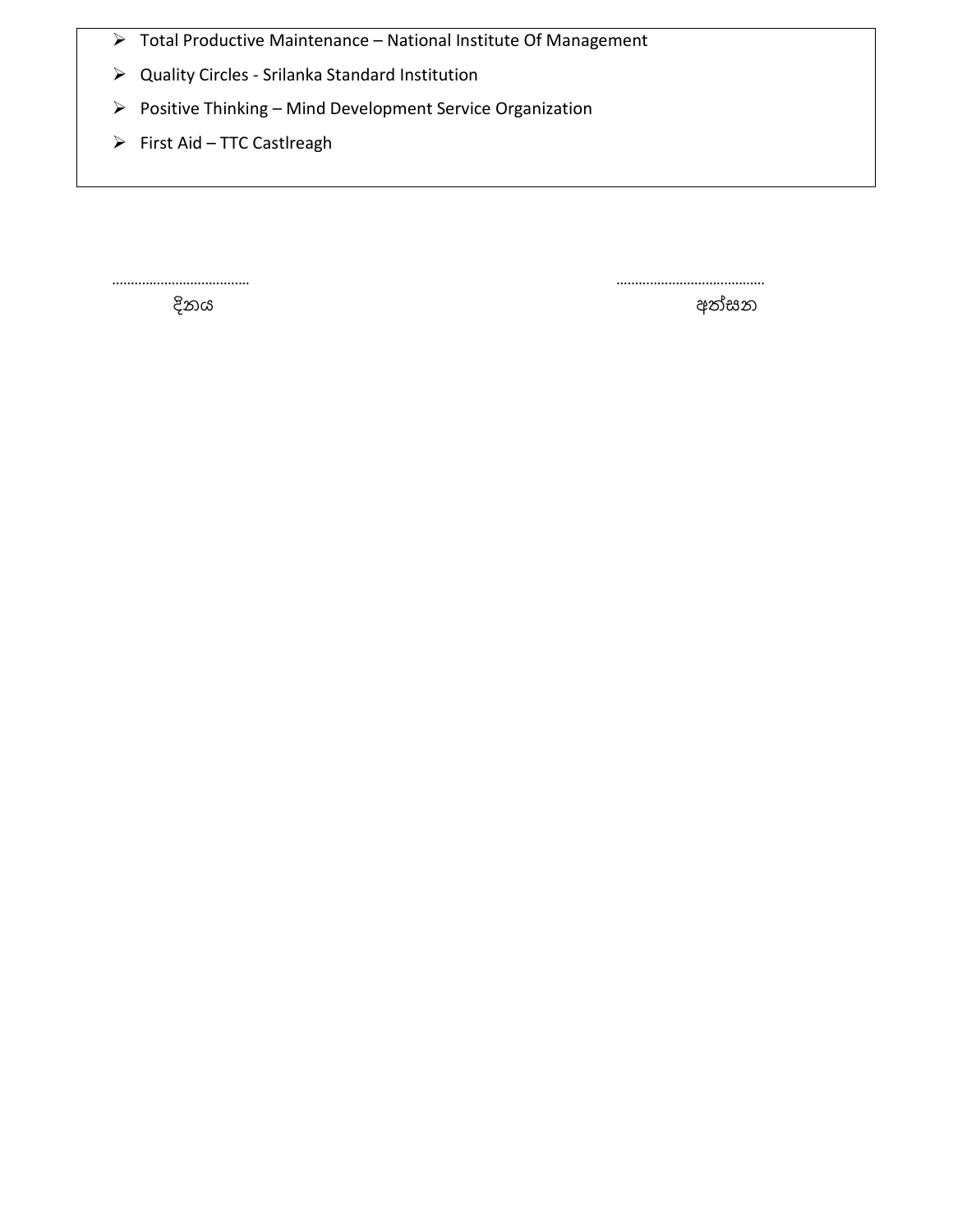- Total Productive Maintenance – National Institute Of Management
- Quality Circles - Srilanka Standard Institution
- Positive Thinking – Mind Development Service Organization
- First Aid – TTC Castlreagh

……………………………… ………………………………… 
දිනය අත්සන